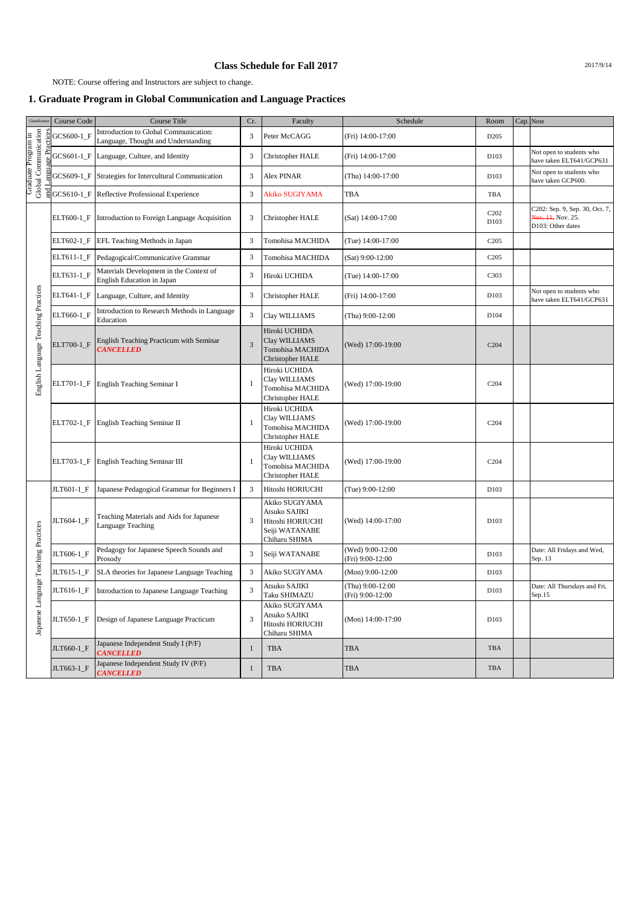**Class Schedule for Fall 2017**

2017/9/14

NOTE: Course offering and Instructors are subject to change.

## 1. Graduate Program in Global Communication and Language Practices

| Classification | Course Code | Course Title | Cr. | Faculty | Schedule | Room | Cap. | Note |
|---|---|---|---|---|---|---|---|---|
| Graduate Program in Global Communication and Language Practices | GCS600-1_F | Introduction to Global Communication: Language, Thought and Understanding | 3 | Peter McCAGG | (Fri) 14:00-17:00 | D205 | | |
| | GCS601-1_F | Language, Culture, and Identity | 3 | Christopher HALE | (Fri) 14:00-17:00 | D103 | | Not open to students who have taken ELT641/GCP631 |
| | GCS609-1_F | Strategies for Intercultural Communication | 3 | Alex PINAR | (Thu) 14:00-17:00 | D103 | | Not open to students who have taken GCP600. |
| | GCS610-1_F | Reflective Professional Experience | 3 | Akiko SUGIYAMA | TBA | TBA | | |
| English Language Teaching Practices | ELT600-1_F | Introduction to Foreign Language Acquisition | 3 | Christopher HALE | (Sat) 14:00-17:00 | C202 D103 | | C202: Sep. 9, Sep. 30, Oct. 7, ~~Nov. 11,~~ Nov. 25. D103: Other dates |
| | ELT602-1_F | EFL Teaching Methods in Japan | 3 | Tomohisa MACHIDA | (Tue) 14:00-17:00 | C205 | | |
| | ELT611-1_F | Pedagogical/Communicative Grammar | 3 | Tomohisa MACHIDA | (Sat) 9:00-12:00 | C205 | | |
| | ELT631-1_F | Materials Development in the Context of English Education in Japan | 3 | Hiroki UCHIDA | (Tue) 14:00-17:00 | C303 | | |
| | ELT641-1_F | Language, Culture, and Identity | 3 | Christopher HALE | (Fri) 14:00-17:00 | D103 | | Not open to students who have taken ELT641/GCP631 |
| | ELT660-1_F | Introduction to Research Methods in Language Education | 3 | Clay WILLIAMS | (Thu) 9:00-12:00 | D104 | | |
| | ELT700-1_F | English Teaching Practicum with Seminar ***CANCELLED*** | 3 | Hiroki UCHIDA Clay WILLIAMS Tomohisa MACHIDA Christopher HALE | (Wed) 17:00-19:00 | C204 | | |
| | ELT701-1_F | English Teaching Seminar I | 1 | Hiroki UCHIDA Clay WILLIAMS Tomohisa MACHIDA Christopher HALE | (Wed) 17:00-19:00 | C204 | | |
| | ELT702-1_F | English Teaching Seminar II | 1 | Hiroki UCHIDA Clay WILLIAMS Tomohisa MACHIDA Christopher HALE | (Wed) 17:00-19:00 | C204 | | |
| | ELT703-1_F | English Teaching Seminar III | 1 | Hiroki UCHIDA Clay WILLIAMS Tomohisa MACHIDA Christopher HALE | (Wed) 17:00-19:00 | C204 | | |
| Japanese Language Teaching Practices | JLT601-1_F | Japanese Pedagogical Grammar for Beginners I | 3 | Hitoshi HORIUCHI | (Tue) 9:00-12:00 | D103 | | |
| | JLT604-1_F | Teaching Materials and Aids for Japanese Language Teaching | 3 | Akiko SUGIYAMA Atsuko SAJIKI Hitoshi HORIUCHI Seiji WATANABE Chiharu SHIMA | (Wed) 14:00-17:00 | D103 | | |
| | JLT606-1_F | Pedagogy for Japanese Speech Sounds and Prosody | 3 | Seiji WATANABE | (Wed) 9:00-12:00 (Fri) 9:00-12:00 | D103 | | Date: All Fridays and Wed, Sep. 13 |
| | JLT615-1_F | SLA theories for Japanese Language Teaching | 3 | Akiko SUGIYAMA | (Mon) 9:00-12:00 | D103 | | |
| | JLT616-1_F | Introduction to Japanese Language Teaching | 3 | Atsuko SAJIKI Taku SHIMAZU | (Thu) 9:00-12:00 (Fri) 9:00-12:00 | D103 | | Date: All Thursdays and Fri, Sep.15 |
| | JLT650-1_F | Design of Japanese Language Practicum | 3 | Akiko SUGIYAMA Atsuko SAJIKI Hitoshi HORIUCHI Chiharu SHIMA | (Mon) 14:00-17:00 | D103 | | |
| | JLT660-1_F | Japanese Independent Study I (P/F) ***CANCELLED*** | 1 | TBA | TBA | TBA | | |
| | JLT663-1_F | Japanese Independent Study IV (P/F) ***CANCELLED*** | 1 | TBA | TBA | TBA | | |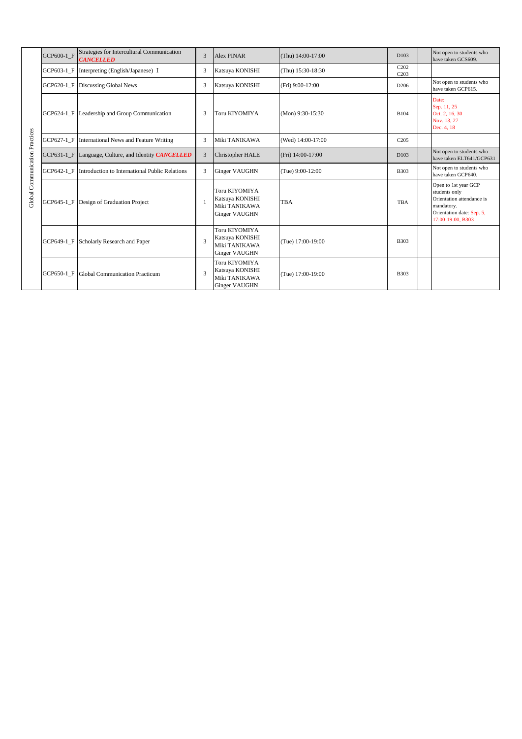| | | | | | | | | |
|---|---|---|---|---|---|---|---|---|
| Global Communication Practices | GCP600-1_F | Strategies for Intercultural Communication ***CANCELLED*** | 3 | Alex PINAR | (Thu) 14:00-17:00 | D103 | | Not open to students who have taken GCS609. |
| | GCP603-1_F | Interpreting (English/Japanese) Ⅰ | 3 | Katsuya KONISHI | (Thu) 15:30-18:30 | C202 C203 | | |
| | GCP620-1_F | Discussing Global News | 3 | Katsuya KONISHI | (Fri) 9:00-12:00 | D206 | | Not open to students who have taken GCP615. |
| | GCP624-1_F | Leadership and Group Communication | 3 | Toru KIYOMIYA | (Mon) 9:30-15:30 | B104 | | Date: Sep. 11, 25 Oct. 2, 16, 30 Nov. 13, 27 Dec. 4, 18 |
| | GCP627-1_F | International News and Feature Writing | 3 | Miki TANIKAWA | (Wed) 14:00-17:00 | C205 | | |
| | GCP631-1_F | Language, Culture, and Identity ***CANCELLED*** | 3 | Christopher HALE | (Fri) 14:00-17:00 | D103 | | Not open to students who have taken ELT641/GCP631 |
| | GCP642-1_F | Introduction to International Public Relations | 3 | Ginger VAUGHN | (Tue) 9:00-12:00 | B303 | | Not open to students who have taken GCP640. |
| | GCP645-1_F | Design of Graduation Project | 1 | Toru KIYOMIYA Katsuya KONISHI Miki TANIKAWA Ginger VAUGHN | TBA | TBA | | Open to 1st year GCP students only Orientation attendance is mandatory. Orientation date: Sep. 5, 17:00-19:00, B303 |
| | GCP649-1_F | Scholarly Research and Paper | 3 | Toru KIYOMIYA Katsuya KONISHI Miki TANIKAWA Ginger VAUGHN | (Tue) 17:00-19:00 | B303 | | |
| | GCP650-1_F | Global Communication Practicum | 3 | Toru KIYOMIYA Katsuya KONISHI Miki TANIKAWA Ginger VAUGHN | (Tue) 17:00-19:00 | B303 | | |